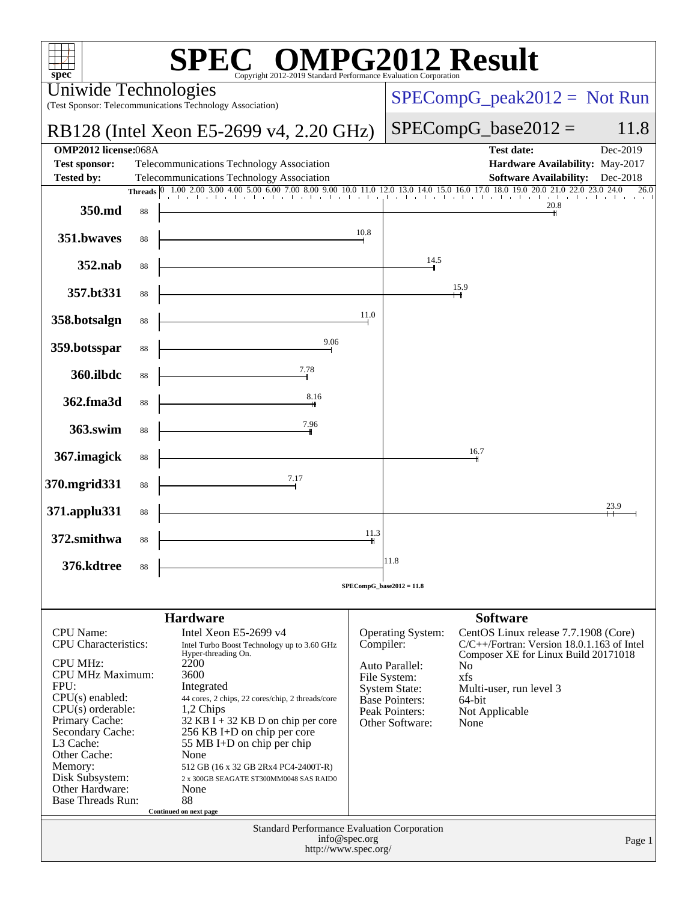# SPEC OMPG2012 Result

Copyright 2012-2019 Standard Performance Evaluation Corporation

**Uniwide Technologies**
(Test Sponsor: Telecommunications Technology Association)

**RB128 (Intel Xeon E5-2699 v4, 2.20 GHz)**

SPECompG_peak2012 = Not Run

SPECompG_base2012 = 11.8

| | | | |
|---|---|---|---|
| **OMP2012 license:** | 068A | **Test date:** | Dec-2019 |
| **Test sponsor:** | Telecommunications Technology Association | **Hardware Availability:** | May-2017 |
| **Tested by:** | Telecommunications Technology Association | **Software Availability:** | Dec-2018 |

| Benchmark | Threads | Base Ratio |
|---|---|---|
| 350.md | 88 | 20.8 |
| 351.bwaves | 88 | 10.8 |
| 352.nab | 88 | 14.5 |
| 357.bt331 | 88 | 15.9 |
| 358.botsalgn | 88 | 11.0 |
| 359.botsspar | 88 | 9.06 |
| 360.ilbdc | 88 | 7.78 |
| 362.fma3d | 88 | 8.16 |
| 363.swim | 88 | 7.96 |
| 367.imagick | 88 | 16.7 |
| 370.mgrid331 | 88 | 7.17 |
| 371.applu331 | 88 | 23.9 |
| 372.smithwa | 88 | 11.3 |
| 376.kdtree | 88 | 11.8 |

SPECompG_base2012 = 11.8

## Hardware

| | |
|---|---|
| CPU Name: | Intel Xeon E5-2699 v4 |
| CPU Characteristics: | Intel Turbo Boost Technology up to 3.60 GHz Hyper-threading On. |
| CPU MHz: | 2200 |
| CPU MHz Maximum: | 3600 |
| FPU: | Integrated |
| CPU(s) enabled: | 44 cores, 2 chips, 22 cores/chip, 2 threads/core |
| CPU(s) orderable: | 1,2 Chips |
| Primary Cache: | 32 KB I + 32 KB D on chip per core |
| Secondary Cache: | 256 KB I+D on chip per core |
| L3 Cache: | 55 MB I+D on chip per chip |
| Other Cache: | None |
| Memory: | 512 GB (16 x 32 GB 2Rx4 PC4-2400T-R) |
| Disk Subsystem: | 2 x 300GB SEAGATE ST300MM0048 SAS RAID0 |
| Other Hardware: | None |
| Base Threads Run: | 88 |

Continued on next page

## Software

| | |
|---|---|
| Operating System: | CentOS Linux release 7.7.1908 (Core) |
| Compiler: | C/C++/Fortran: Version 18.0.1.163 of Intel Composer XE for Linux Build 20171018 |
| Auto Parallel: | No |
| File System: | xfs |
| System State: | Multi-user, run level 3 |
| Base Pointers: | 64-bit |
| Peak Pointers: | Not Applicable |
| Other Software: | None |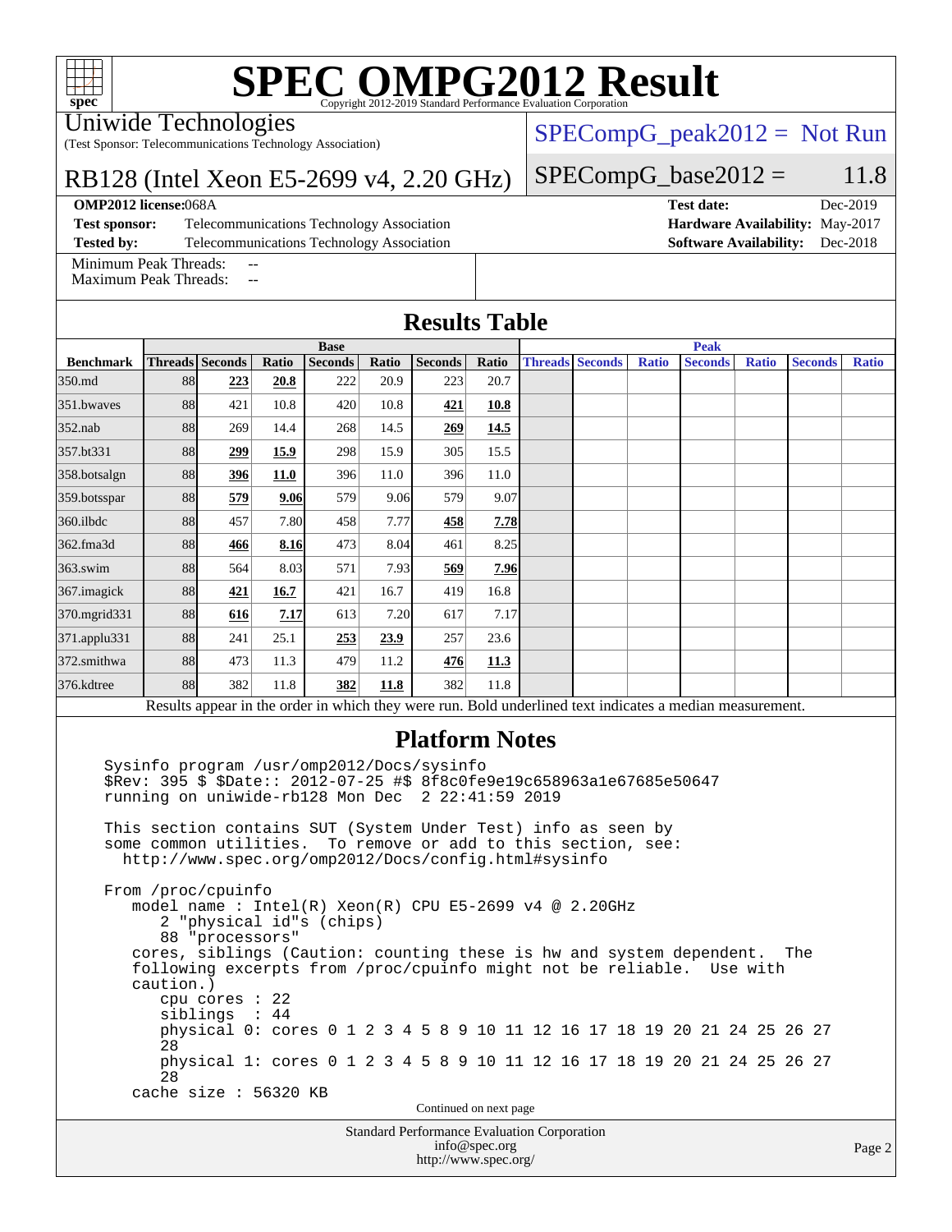# SPEC OMPG2012 Result

Copyright 2012-2019 Standard Performance Evaluation Corporation

Uniwide Technologies
(Test Sponsor: Telecommunications Technology Association)

RB128 (Intel Xeon E5-2699 v4, 2.20 GHz)

SPECompG_peak2012 = Not Run

SPECompG_base2012 = 11.8

**OMP2012 license:** 068A | **Test date:** Dec-2019
**Test sponsor:** Telecommunications Technology Association | **Hardware Availability:** May-2017
**Tested by:** Telecommunications Technology Association | **Software Availability:** Dec-2018

Minimum Peak Threads: --
Maximum Peak Threads: --

## Results Table

| Benchmark | Base | | | | | | | Peak | | | | | | |
|---|---|---|---|---|---|---|---|---|---|---|---|---|---|---|
| | Threads | Seconds | Ratio | Seconds | Ratio | Seconds | Ratio | Threads | Seconds | Ratio | Seconds | Ratio | Seconds | Ratio |
| 350.md | 88 | **223** | **20.8** | 222 | 20.9 | 223 | 20.7 | | | | | | | |
| 351.bwaves | 88 | 421 | 10.8 | 420 | 10.8 | **421** | **10.8** | | | | | | | |
| 352.nab | 88 | 269 | 14.4 | 268 | 14.5 | **269** | **14.5** | | | | | | | |
| 357.bt331 | 88 | **299** | **15.9** | 298 | 15.9 | 305 | 15.5 | | | | | | | |
| 358.botsalgn | 88 | **396** | **11.0** | 396 | 11.0 | 396 | 11.0 | | | | | | | |
| 359.botsspar | 88 | **579** | **9.06** | 579 | 9.06 | 579 | 9.07 | | | | | | | |
| 360.ilbdc | 88 | 457 | 7.80 | 458 | 7.77 | **458** | **7.78** | | | | | | | |
| 362.fma3d | 88 | **466** | **8.16** | 473 | 8.04 | 461 | 8.25 | | | | | | | |
| 363.swim | 88 | 564 | 8.03 | 571 | 7.93 | **569** | **7.96** | | | | | | | |
| 367.imagick | 88 | **421** | **16.7** | 421 | 16.7 | 419 | 16.8 | | | | | | | |
| 370.mgrid331 | 88 | **616** | **7.17** | 613 | 7.20 | 617 | 7.17 | | | | | | | |
| 371.applu331 | 88 | 241 | 25.1 | **253** | **23.9** | 257 | 23.6 | | | | | | | |
| 372.smithwa | 88 | 473 | 11.3 | 479 | 11.2 | **476** | **11.3** | | | | | | | |
| 376.kdtree | 88 | 382 | 11.8 | **382** | **11.8** | 382 | 11.8 | | | | | | | |

Results appear in the order in which they were run. Bold underlined text indicates a median measurement.

## Platform Notes

```
Sysinfo program /usr/omp2012/Docs/sysinfo
$Rev: 395 $ $Date:: 2012-07-25 #$ 8f8c0fe9e19c658963a1e67685e50647
running on uniwide-rb128 Mon Dec  2 22:41:59 2019

This section contains SUT (System Under Test) info as seen by
some common utilities.  To remove or add to this section, see:
  http://www.spec.org/omp2012/Docs/config.html#sysinfo

From /proc/cpuinfo
   model name : Intel(R) Xeon(R) CPU E5-2699 v4 @ 2.20GHz
      2 "physical id"s (chips)
      88 "processors"
   cores, siblings (Caution: counting these is hw and system dependent.  The
   following excerpts from /proc/cpuinfo might not be reliable.  Use with
   caution.)
      cpu cores : 22
      siblings  : 44
      physical 0: cores 0 1 2 3 4 5 8 9 10 11 12 16 17 18 19 20 21 24 25 26 27
      28
      physical 1: cores 0 1 2 3 4 5 8 9 10 11 12 16 17 18 19 20 21 24 25 26 27
      28
   cache size : 56320 KB
```

Continued on next page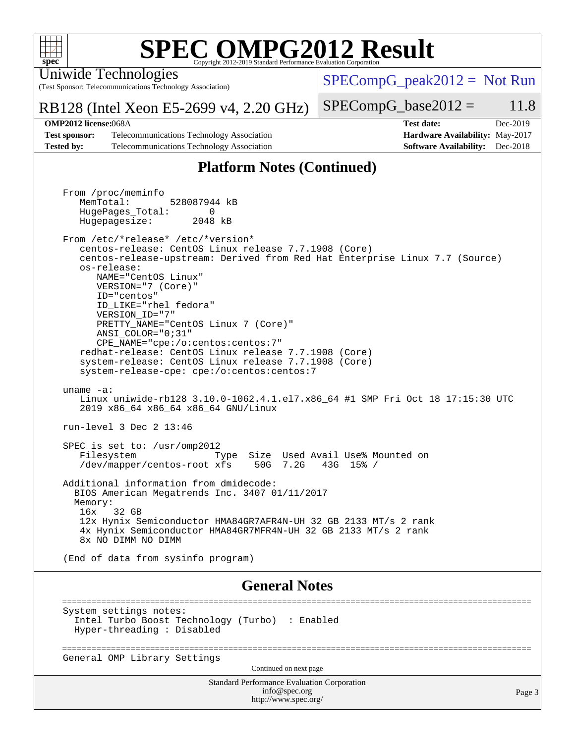# SPEC OMPG2012 Result

Copyright 2012-2019 Standard Performance Evaluation Corporation

Uniwide Technologies
(Test Sponsor: Telecommunications Technology Association)

RB128 (Intel Xeon E5-2699 v4, 2.20 GHz)

SPECompG_peak2012 = Not Run

SPECompG_base2012 = 11.8

| | | | |
|---|---|---|---|
| **OMP2012 license:** | 068A | **Test date:** | Dec-2019 |
| **Test sponsor:** | Telecommunications Technology Association | **Hardware Availability:** | May-2017 |
| **Tested by:** | Telecommunications Technology Association | **Software Availability:** | Dec-2018 |

## Platform Notes (Continued)

```
From /proc/meminfo
   MemTotal:       528087944 kB
   HugePages_Total:       0
   Hugepagesize:       2048 kB

From /etc/*release* /etc/*version*
   centos-release: CentOS Linux release 7.7.1908 (Core)
   centos-release-upstream: Derived from Red Hat Enterprise Linux 7.7 (Source)
   os-release:
      NAME="CentOS Linux"
      VERSION="7 (Core)"
      ID="centos"
      ID_LIKE="rhel fedora"
      VERSION_ID="7"
      PRETTY_NAME="CentOS Linux 7 (Core)"
      ANSI_COLOR="0;31"
      CPE_NAME="cpe:/o:centos:centos:7"
   redhat-release: CentOS Linux release 7.7.1908 (Core)
   system-release: CentOS Linux release 7.7.1908 (Core)
   system-release-cpe: cpe:/o:centos:centos:7

uname -a:
   Linux uniwide-rb128 3.10.0-1062.4.1.el7.x86_64 #1 SMP Fri Oct 18 17:15:30 UTC
   2019 x86_64 x86_64 x86_64 GNU/Linux

run-level 3 Dec 2 13:46

SPEC is set to: /usr/omp2012
   Filesystem              Type  Size  Used Avail Use% Mounted on
   /dev/mapper/centos-root xfs    50G  7.2G   43G  15% /

Additional information from dmidecode:
  BIOS American Megatrends Inc. 3407 01/11/2017
  Memory:
   16x   32 GB
   12x Hynix Semiconductor HMA84GR7AFR4N-UH 32 GB 2133 MT/s 2 rank
   4x Hynix Semiconductor HMA84GR7MFR4N-UH 32 GB 2133 MT/s 2 rank
   8x NO DIMM NO DIMM

(End of data from sysinfo program)
```

## General Notes

```
==============================================================================================
System settings notes:
  Intel Turbo Boost Technology (Turbo)  : Enabled
  Hyper-threading : Disabled

==============================================================================================
General OMP Library Settings
```

Continued on next page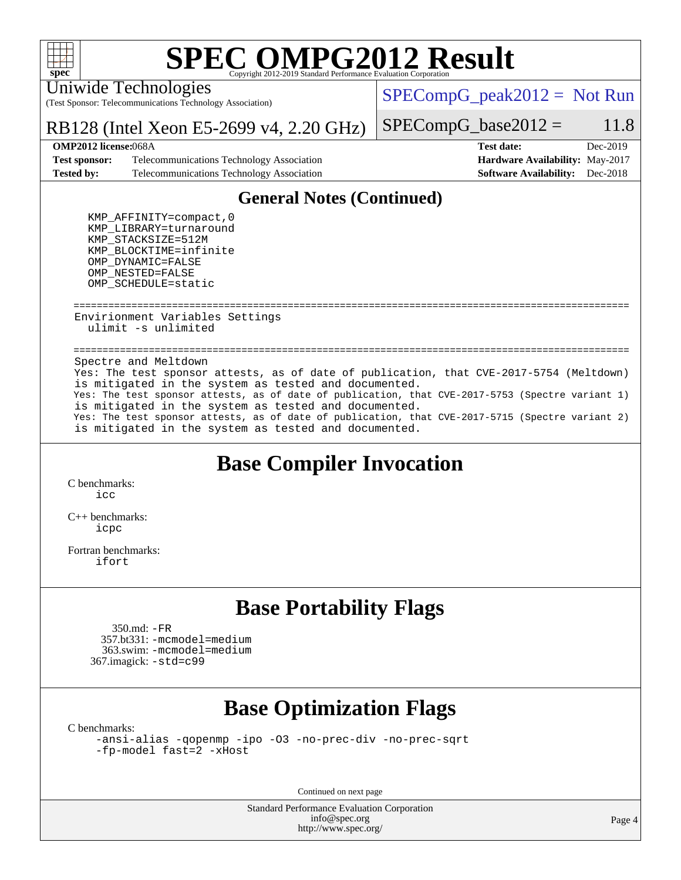# SPEC OMPG2012 Result

Copyright 2012-2019 Standard Performance Evaluation Corporation

Uniwide Technologies
(Test Sponsor: Telecommunications Technology Association)

RB128 (Intel Xeon E5-2699 v4, 2.20 GHz)

SPECompG_peak2012 = Not Run

SPECompG_base2012 = 11.8

**OMP2012 license:** 068A
**Test sponsor:** Telecommunications Technology Association
**Tested by:** Telecommunications Technology Association

**Test date:** Dec-2019
**Hardware Availability:** May-2017
**Software Availability:** Dec-2018

## General Notes (Continued)

```
    KMP_AFFINITY=compact,0
    KMP_LIBRARY=turnaround
    KMP_STACKSIZE=512M
    KMP_BLOCKTIME=infinite
    OMP_DYNAMIC=FALSE
    OMP_NESTED=FALSE
    OMP_SCHEDULE=static

 ==================================================================================================
 Envirionment Variables Settings
   ulimit -s unlimited

 ==================================================================================================
 Spectre and Meltdown
 Yes: The test sponsor attests, as of date of publication, that CVE-2017-5754 (Meltdown)
 is mitigated in the system as tested and documented.
 Yes: The test sponsor attests, as of date of publication, that CVE-2017-5753 (Spectre variant 1)
 is mitigated in the system as tested and documented.
 Yes: The test sponsor attests, as of date of publication, that CVE-2017-5715 (Spectre variant 2)
 is mitigated in the system as tested and documented.
```

## Base Compiler Invocation

C benchmarks:
icc

C++ benchmarks:
icpc

Fortran benchmarks:
ifort

## Base Portability Flags

350.md: -FR
357.bt331: -mcmodel=medium
363.swim: -mcmodel=medium
367.imagick: -std=c99

## Base Optimization Flags

C benchmarks:
-ansi-alias -qopenmp -ipo -O3 -no-prec-div -no-prec-sqrt
-fp-model fast=2 -xHost

Continued on next page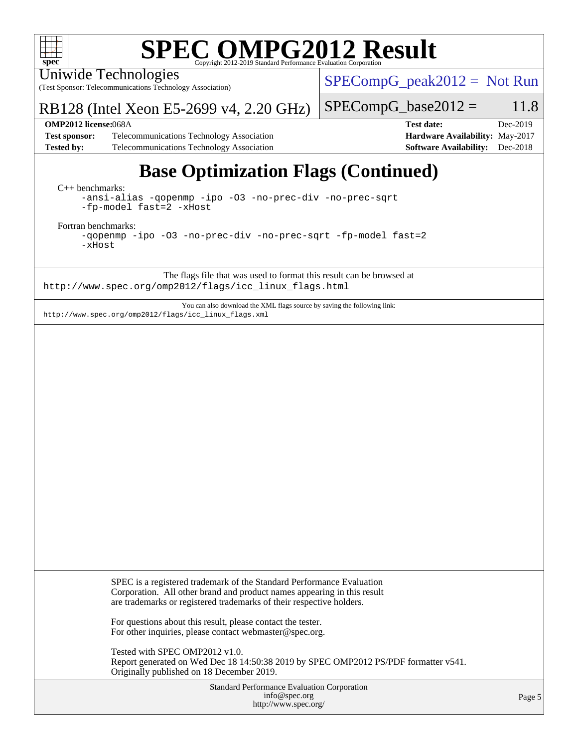# SPEC OMPG2012 Result

Copyright 2012-2019 Standard Performance Evaluation Corporation

Uniwide Technologies
(Test Sponsor: Telecommunications Technology Association)

RB128 (Intel Xeon E5-2699 v4, 2.20 GHz)

SPECompG_peak2012 = Not Run

SPECompG_base2012 = 11.8

**OMP2012 license:** 068A
**Test sponsor:** Telecommunications Technology Association
**Tested by:** Telecommunications Technology Association

**Test date:** Dec-2019
**Hardware Availability:** May-2017
**Software Availability:** Dec-2018

## Base Optimization Flags (Continued)

C++ benchmarks:

```
-ansi-alias -qopenmp -ipo -O3 -no-prec-div -no-prec-sqrt
-fp-model fast=2 -xHost
```

Fortran benchmarks:

```
-qopenmp -ipo -O3 -no-prec-div -no-prec-sqrt -fp-model fast=2
-xHost
```

The flags file that was used to format this result can be browsed at
http://www.spec.org/omp2012/flags/icc_linux_flags.html

You can also download the XML flags source by saving the following link:
http://www.spec.org/omp2012/flags/icc_linux_flags.xml

SPEC is a registered trademark of the Standard Performance Evaluation Corporation. All other brand and product names appearing in this result are trademarks or registered trademarks of their respective holders.

For questions about this result, please contact the tester.
For other inquiries, please contact webmaster@spec.org.

Tested with SPEC OMP2012 v1.0.
Report generated on Wed Dec 18 14:50:38 2019 by SPEC OMP2012 PS/PDF formatter v541.
Originally published on 18 December 2019.